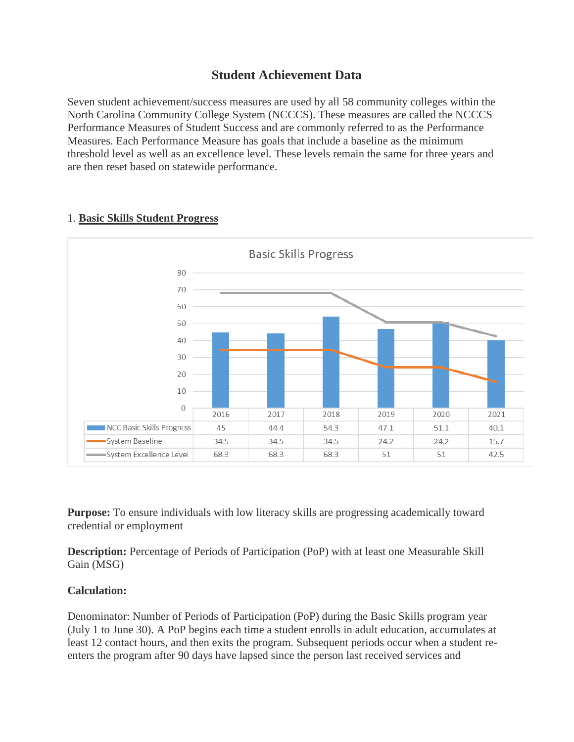# Student Achievement Data

Seven student achievement/success measures are used by all 58 community colleges within the North Carolina Community College System (NCCCS). These measures are called the NCCCS Performance Measures of Student Success and are commonly referred to as the Performance Measures. Each Performance Measure has goals that include a baseline as the minimum threshold level as well as an excellence level. These levels remain the same for three years and are then reset based on statewide performance.

1. **Basic Skills Student Progress**

Basic Skills Progress

| | 2016 | 2017 | 2018 | 2019 | 2020 | 2021 |
|---|---|---|---|---|---|---|
| NCC Basic Skills Progress | 45 | 44.4 | 54.3 | 47.1 | 51.1 | 40.1 |
| System Baseline | 34.5 | 34.5 | 34.5 | 24.2 | 24.2 | 15.7 |
| System Excellence Level | 68.3 | 68.3 | 68.3 | 51 | 51 | 42.5 |

**Purpose:** To ensure individuals with low literacy skills are progressing academically toward credential or employment

**Description:** Percentage of Periods of Participation (PoP) with at least one Measurable Skill Gain (MSG)

**Calculation:**

Denominator: Number of Periods of Participation (PoP) during the Basic Skills program year (July 1 to June 30). A PoP begins each time a student enrolls in adult education, accumulates at least 12 contact hours, and then exits the program. Subsequent periods occur when a student re-enters the program after 90 days have lapsed since the person last received services and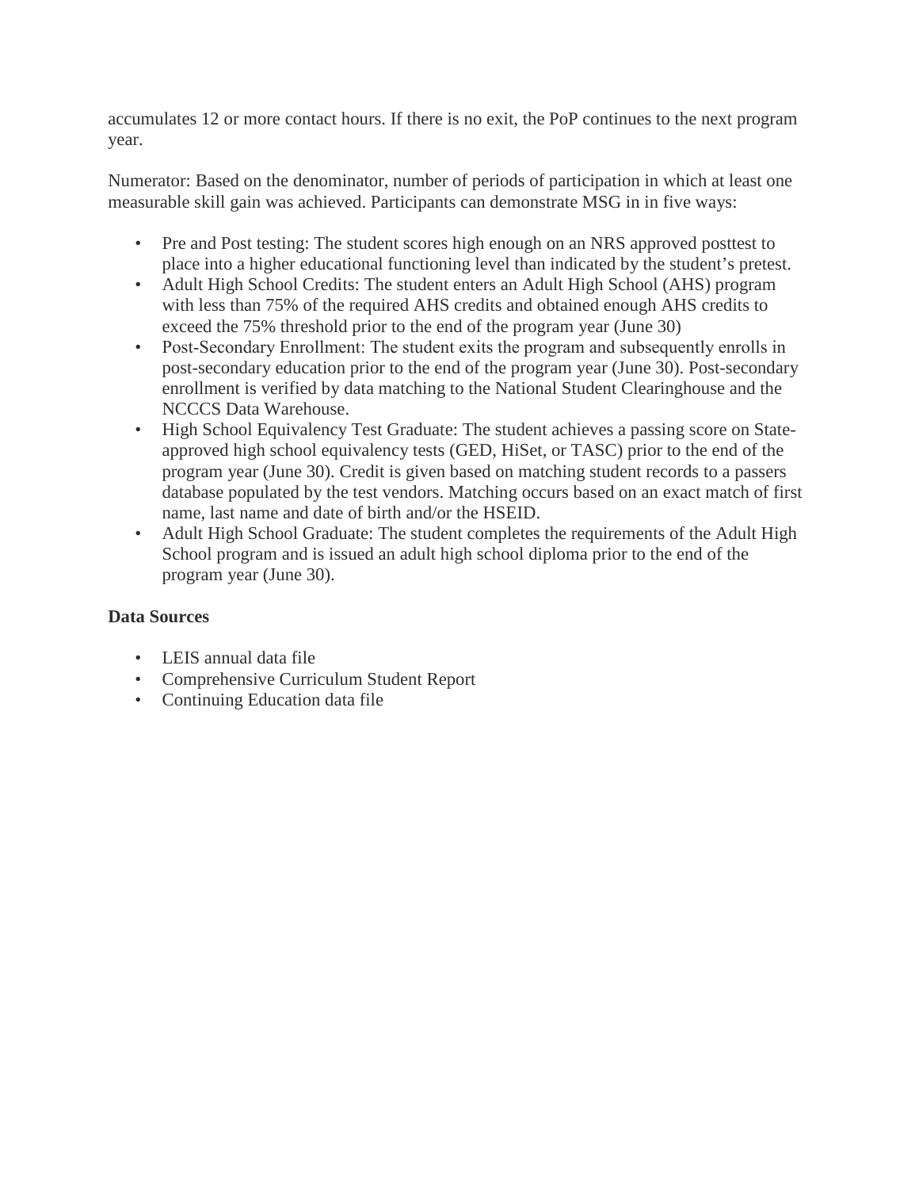accumulates 12 or more contact hours. If there is no exit, the PoP continues to the next program year.

Numerator: Based on the denominator, number of periods of participation in which at least one measurable skill gain was achieved. Participants can demonstrate MSG in in five ways:

- Pre and Post testing: The student scores high enough on an NRS approved posttest to place into a higher educational functioning level than indicated by the student's pretest.
- Adult High School Credits: The student enters an Adult High School (AHS) program with less than 75% of the required AHS credits and obtained enough AHS credits to exceed the 75% threshold prior to the end of the program year (June 30)
- Post-Secondary Enrollment: The student exits the program and subsequently enrolls in post-secondary education prior to the end of the program year (June 30). Post-secondary enrollment is verified by data matching to the National Student Clearinghouse and the NCCCS Data Warehouse.
- High School Equivalency Test Graduate: The student achieves a passing score on State-approved high school equivalency tests (GED, HiSet, or TASC) prior to the end of the program year (June 30). Credit is given based on matching student records to a passers database populated by the test vendors. Matching occurs based on an exact match of first name, last name and date of birth and/or the HSEID.
- Adult High School Graduate: The student completes the requirements of the Adult High School program and is issued an adult high school diploma prior to the end of the program year (June 30).

**Data Sources**

- LEIS annual data file
- Comprehensive Curriculum Student Report
- Continuing Education data file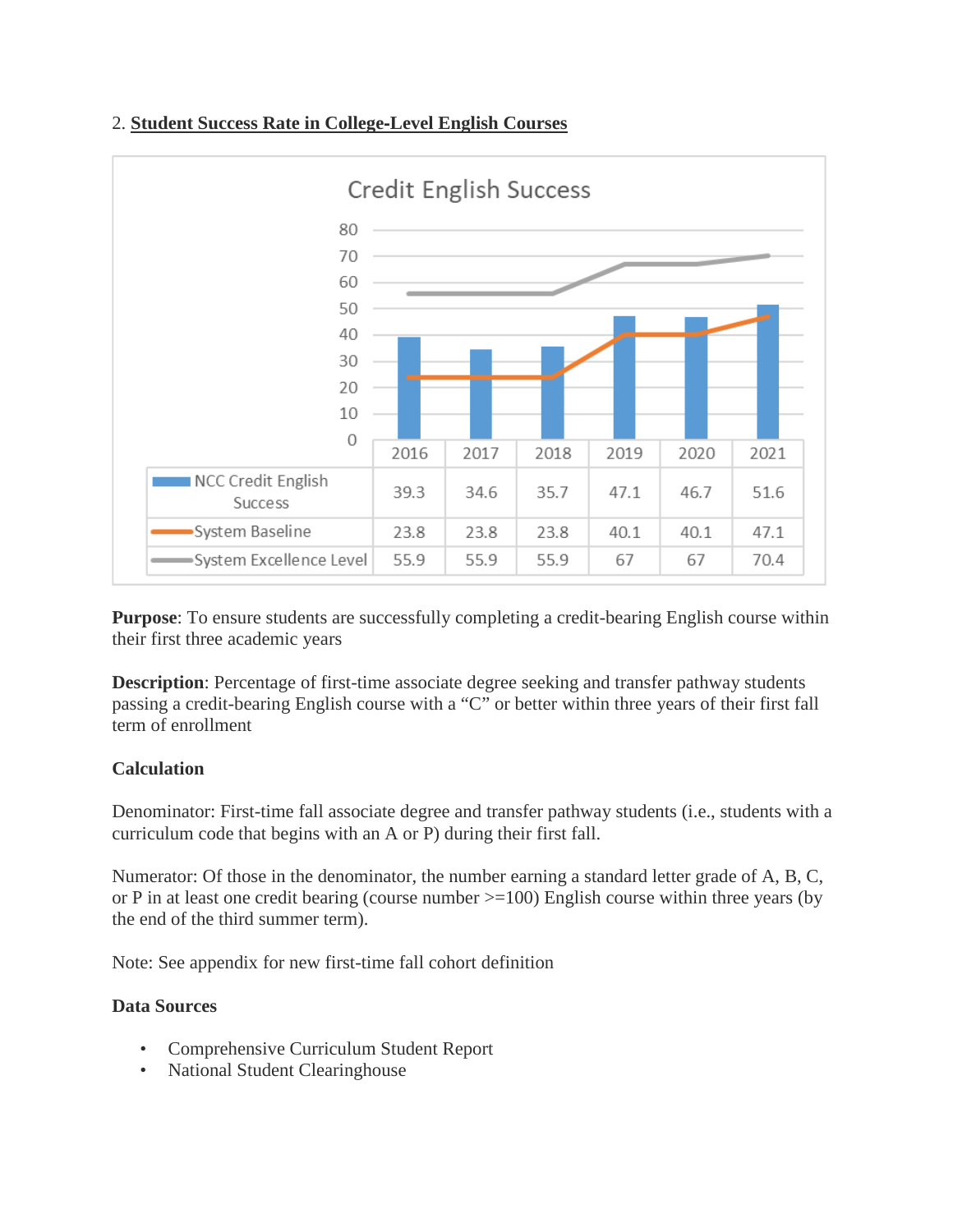2. **Student Success Rate in College-Level English Courses**

Credit English Success

| | 2016 | 2017 | 2018 | 2019 | 2020 | 2021 |
|---|---|---|---|---|---|---|
| NCC Credit English Success | 39.3 | 34.6 | 35.7 | 47.1 | 46.7 | 51.6 |
| System Baseline | 23.8 | 23.8 | 23.8 | 40.1 | 40.1 | 47.1 |
| System Excellence Level | 55.9 | 55.9 | 55.9 | 67 | 67 | 70.4 |

**Purpose**: To ensure students are successfully completing a credit-bearing English course within their first three academic years

**Description**: Percentage of first-time associate degree seeking and transfer pathway students passing a credit-bearing English course with a "C" or better within three years of their first fall term of enrollment

**Calculation**

Denominator: First-time fall associate degree and transfer pathway students (i.e., students with a curriculum code that begins with an A or P) during their first fall.

Numerator: Of those in the denominator, the number earning a standard letter grade of A, B, C, or P in at least one credit bearing (course number >=100) English course within three years (by the end of the third summer term).

Note: See appendix for new first-time fall cohort definition

**Data Sources**

- Comprehensive Curriculum Student Report
- National Student Clearinghouse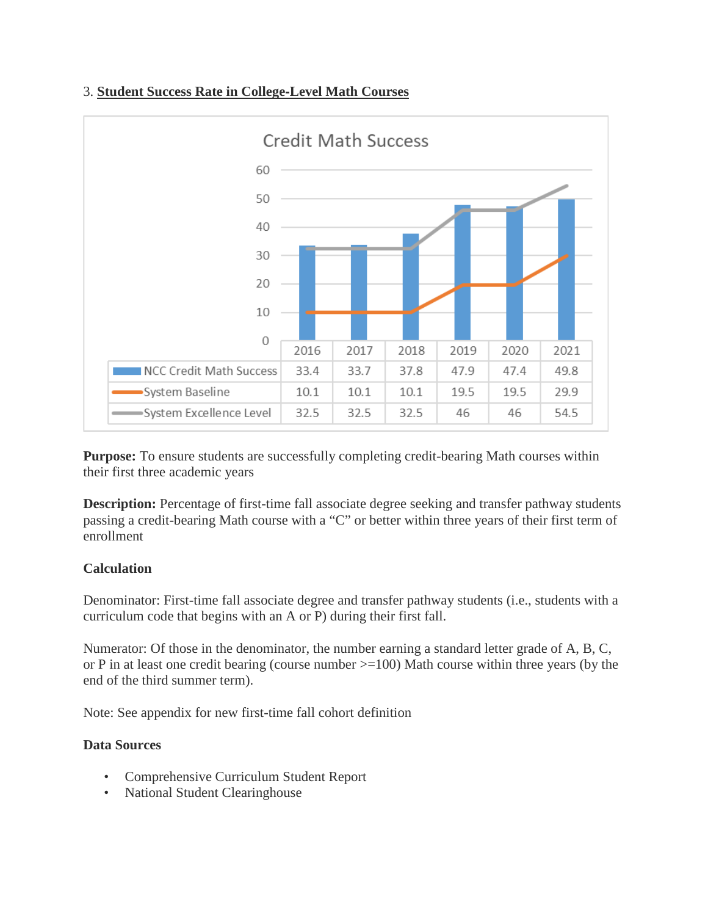3. **<u>Student Success Rate in College-Level Math Courses</u>**

**Credit Math Success**

| | 2016 | 2017 | 2018 | 2019 | 2020 | 2021 |
|---|---|---|---|---|---|---|
| NCC Credit Math Success | 33.4 | 33.7 | 37.8 | 47.9 | 47.4 | 49.8 |
| System Baseline | 10.1 | 10.1 | 10.1 | 19.5 | 19.5 | 29.9 |
| System Excellence Level | 32.5 | 32.5 | 32.5 | 46 | 46 | 54.5 |

**Purpose:** To ensure students are successfully completing credit-bearing Math courses within their first three academic years

**Description:** Percentage of first-time fall associate degree seeking and transfer pathway students passing a credit-bearing Math course with a "C" or better within three years of their first term of enrollment

**Calculation**

Denominator: First-time fall associate degree and transfer pathway students (i.e., students with a curriculum code that begins with an A or P) during their first fall.

Numerator: Of those in the denominator, the number earning a standard letter grade of A, B, C, or P in at least one credit bearing (course number >=100) Math course within three years (by the end of the third summer term).

Note: See appendix for new first-time fall cohort definition

**Data Sources**

- Comprehensive Curriculum Student Report
- National Student Clearinghouse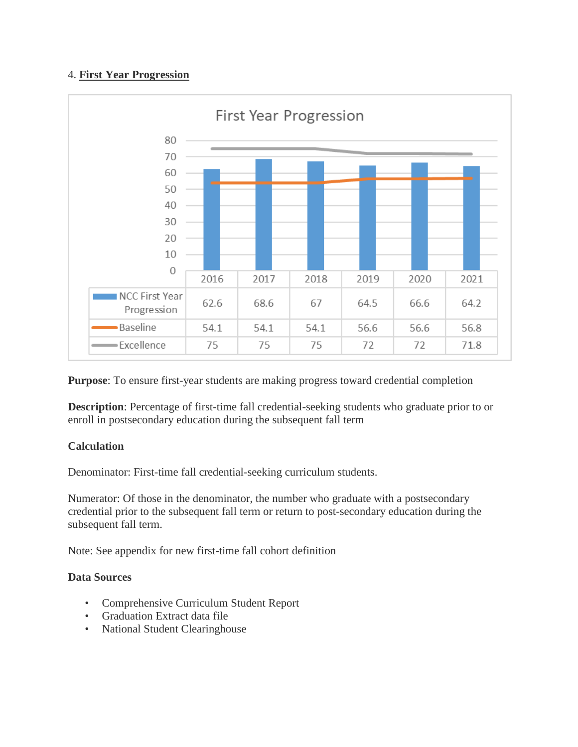4. **First Year Progression**

First Year Progression

| | 2016 | 2017 | 2018 | 2019 | 2020 | 2021 |
|---|---|---|---|---|---|---|
| NCC First Year Progression | 62.6 | 68.6 | 67 | 64.5 | 66.6 | 64.2 |
| Baseline | 54.1 | 54.1 | 54.1 | 56.6 | 56.6 | 56.8 |
| Excellence | 75 | 75 | 75 | 72 | 72 | 71.8 |

**Purpose**: To ensure first-year students are making progress toward credential completion

**Description**: Percentage of first-time fall credential-seeking students who graduate prior to or enroll in postsecondary education during the subsequent fall term

**Calculation**

Denominator: First-time fall credential-seeking curriculum students.

Numerator: Of those in the denominator, the number who graduate with a postsecondary credential prior to the subsequent fall term or return to post-secondary education during the subsequent fall term.

Note: See appendix for new first-time fall cohort definition

**Data Sources**

- Comprehensive Curriculum Student Report
- Graduation Extract data file
- National Student Clearinghouse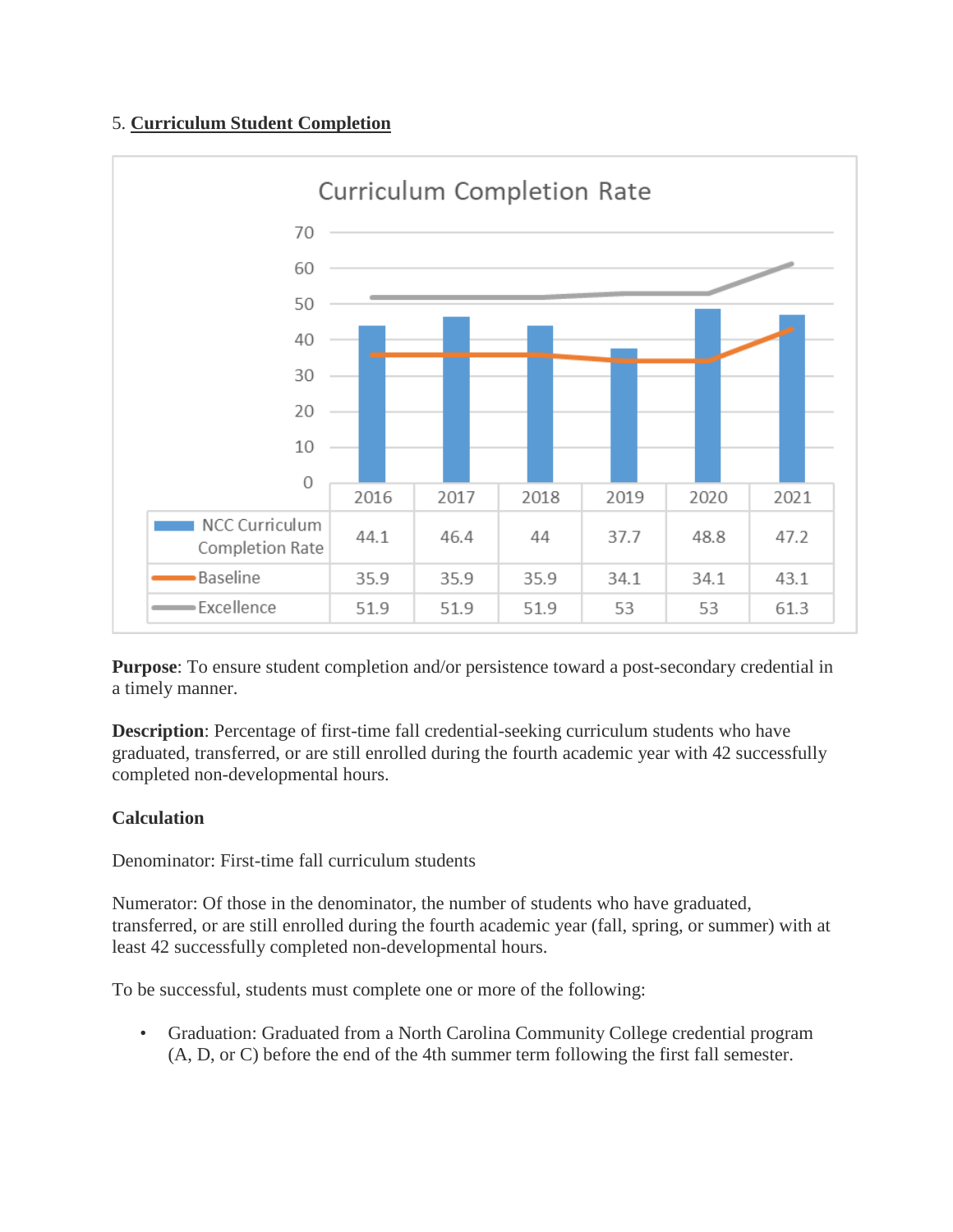5. **Curriculum Student Completion**

Curriculum Completion Rate

| | 2016 | 2017 | 2018 | 2019 | 2020 | 2021 |
|---|---|---|---|---|---|---|
| NCC Curriculum Completion Rate | 44.1 | 46.4 | 44 | 37.7 | 48.8 | 47.2 |
| Baseline | 35.9 | 35.9 | 35.9 | 34.1 | 34.1 | 43.1 |
| Excellence | 51.9 | 51.9 | 51.9 | 53 | 53 | 61.3 |

**Purpose**: To ensure student completion and/or persistence toward a post-secondary credential in a timely manner.

**Description**: Percentage of first-time fall credential-seeking curriculum students who have graduated, transferred, or are still enrolled during the fourth academic year with 42 successfully completed non-developmental hours.

**Calculation**

Denominator: First-time fall curriculum students

Numerator: Of those in the denominator, the number of students who have graduated, transferred, or are still enrolled during the fourth academic year (fall, spring, or summer) with at least 42 successfully completed non-developmental hours.

To be successful, students must complete one or more of the following:

- Graduation: Graduated from a North Carolina Community College credential program (A, D, or C) before the end of the 4th summer term following the first fall semester.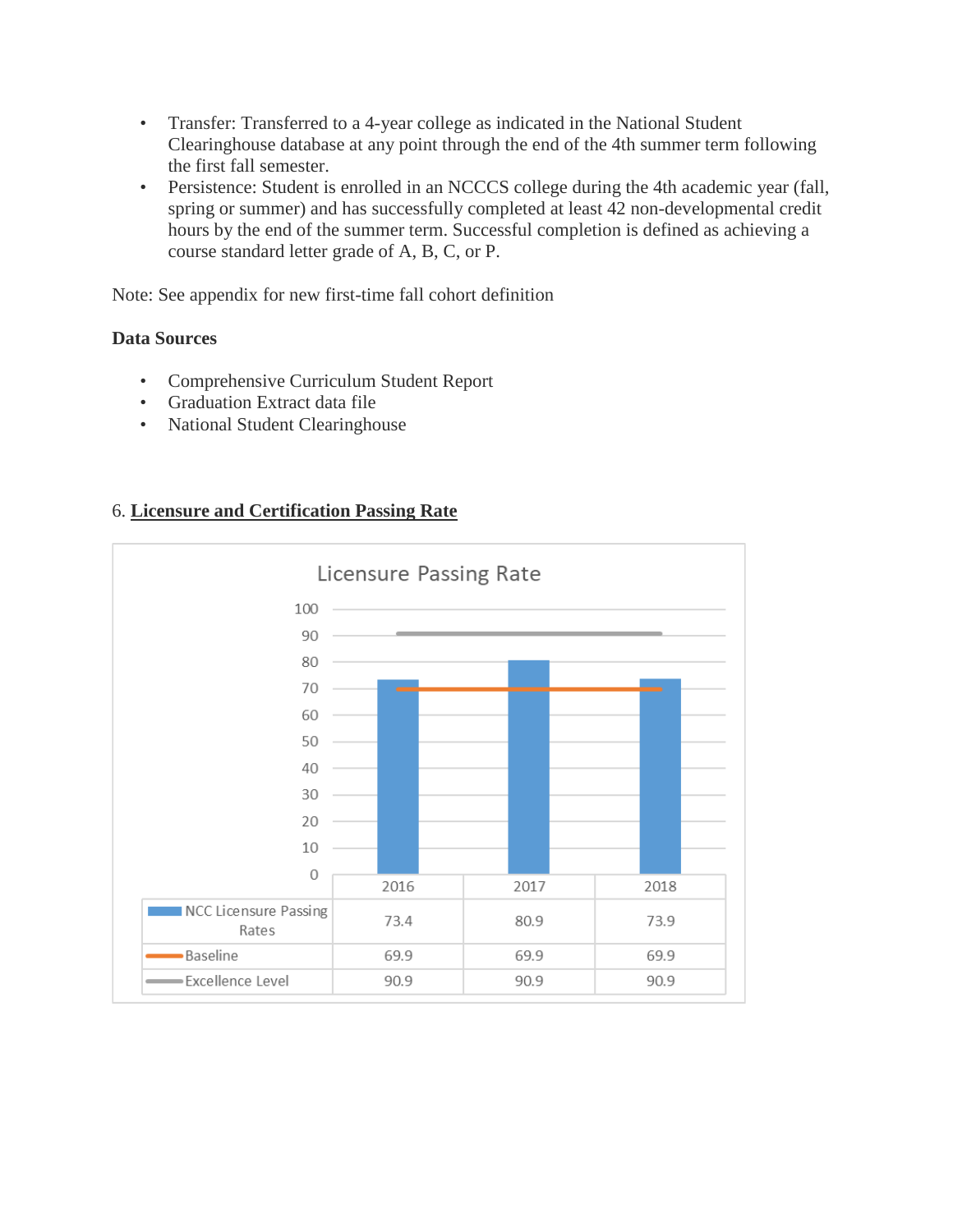- Transfer: Transferred to a 4-year college as indicated in the National Student Clearinghouse database at any point through the end of the 4th summer term following the first fall semester.
- Persistence: Student is enrolled in an NCCCS college during the 4th academic year (fall, spring or summer) and has successfully completed at least 42 non-developmental credit hours by the end of the summer term. Successful completion is defined as achieving a course standard letter grade of A, B, C, or P.

Note: See appendix for new first-time fall cohort definition

**Data Sources**

- Comprehensive Curriculum Student Report
- Graduation Extract data file
- National Student Clearinghouse

6. **Licensure and Certification Passing Rate**

Licensure Passing Rate

| | 2016 | 2017 | 2018 |
|---|---|---|---|
| NCC Licensure Passing Rates | 73.4 | 80.9 | 73.9 |
| Baseline | 69.9 | 69.9 | 69.9 |
| Excellence Level | 90.9 | 90.9 | 90.9 |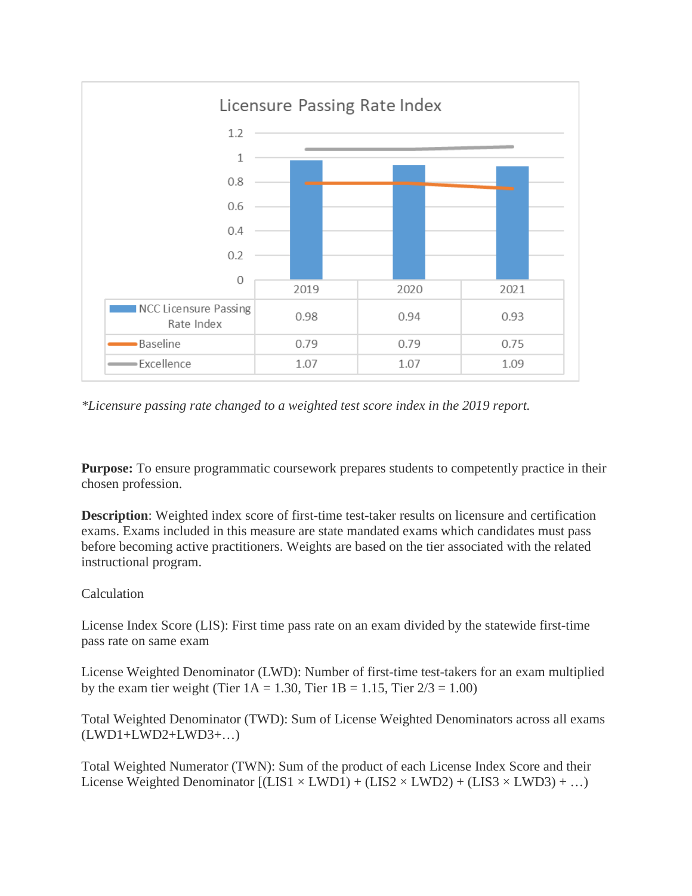**Licensure Passing Rate Index**

| | 2019 | 2020 | 2021 |
|---|---|---|---|
| NCC Licensure Passing Rate Index | 0.98 | 0.94 | 0.93 |
| Baseline | 0.79 | 0.79 | 0.75 |
| Excellence | 1.07 | 1.07 | 1.09 |

*\*Licensure passing rate changed to a weighted test score index in the 2019 report.*

**Purpose:** To ensure programmatic coursework prepares students to competently practice in their chosen profession.

**Description**: Weighted index score of first-time test-taker results on licensure and certification exams. Exams included in this measure are state mandated exams which candidates must pass before becoming active practitioners. Weights are based on the tier associated with the related instructional program.

Calculation

License Index Score (LIS): First time pass rate on an exam divided by the statewide first-time pass rate on same exam

License Weighted Denominator (LWD): Number of first-time test-takers for an exam multiplied by the exam tier weight (Tier 1A = 1.30, Tier 1B = 1.15, Tier 2/3 = 1.00)

Total Weighted Denominator (TWD): Sum of License Weighted Denominators across all exams (LWD1+LWD2+LWD3+…)

Total Weighted Numerator (TWN): Sum of the product of each License Index Score and their License Weighted Denominator [(LIS1 × LWD1) + (LIS2 × LWD2) + (LIS3 × LWD3) + …)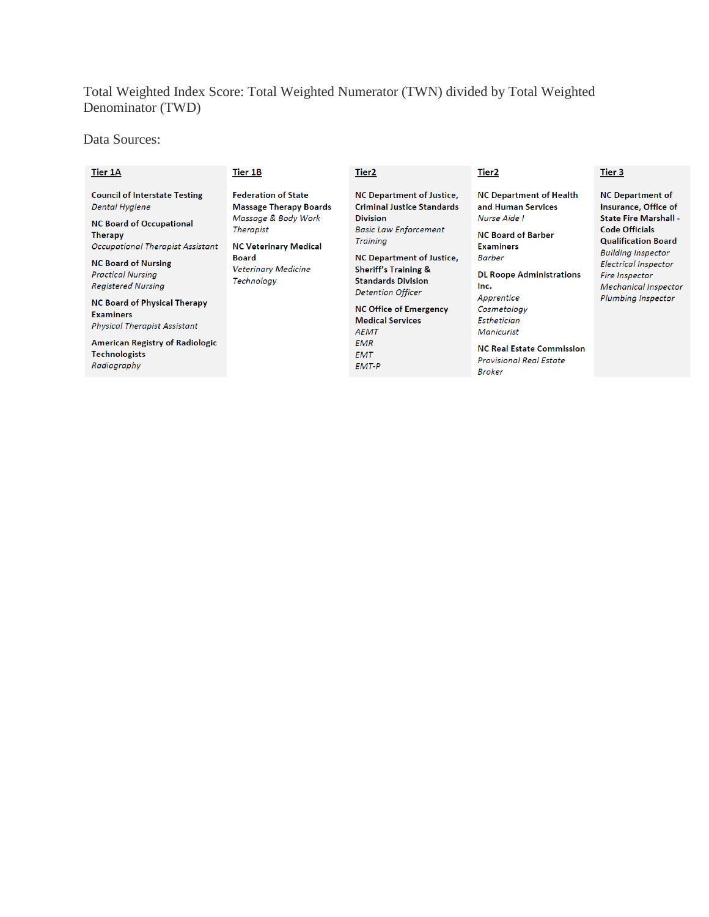Total Weighted Index Score: Total Weighted Numerator (TWN) divided by Total Weighted Denominator (TWD)

Data Sources:

**Tier 1A**

**Council of Interstate Testing**
*Dental Hygiene*

**NC Board of Occupational Therapy**
*Occupational Therapist Assistant*

**NC Board of Nursing**
*Practical Nursing*
*Registered Nursing*

**NC Board of Physical Therapy Examiners**
*Physical Therapist Assistant*

**American Registry of Radiologic Technologists**
*Radiography*

**Tier 1B**

**Federation of State Massage Therapy Boards**
*Massage & Body Work Therapist*

**NC Veterinary Medical Board**
*Veterinary Medicine Technology*

**Tier2**

**NC Department of Justice, Criminal Justice Standards Division**
*Basic Law Enforcement Training*

**NC Department of Justice, Sheriff's Training & Standards Division**
*Detention Officer*

**NC Office of Emergency Medical Services**
*AEMT*
*EMR*
*EMT*
*EMT-P*

**Tier2**

**NC Department of Health and Human Services**
*Nurse Aide I*

**NC Board of Barber Examiners**
*Barber*

**DL Roope Administrations Inc.**
*Apprentice*
*Cosmetology*
*Esthetician*
*Manicurist*

**NC Real Estate Commission**
*Provisional Real Estate Broker*

**Tier 3**

**NC Department of Insurance, Office of State Fire Marshall - Code Officials Qualification Board**
*Building Inspector*
*Electrical Inspector*
*Fire Inspector*
*Mechanical Inspector*
*Plumbing Inspector*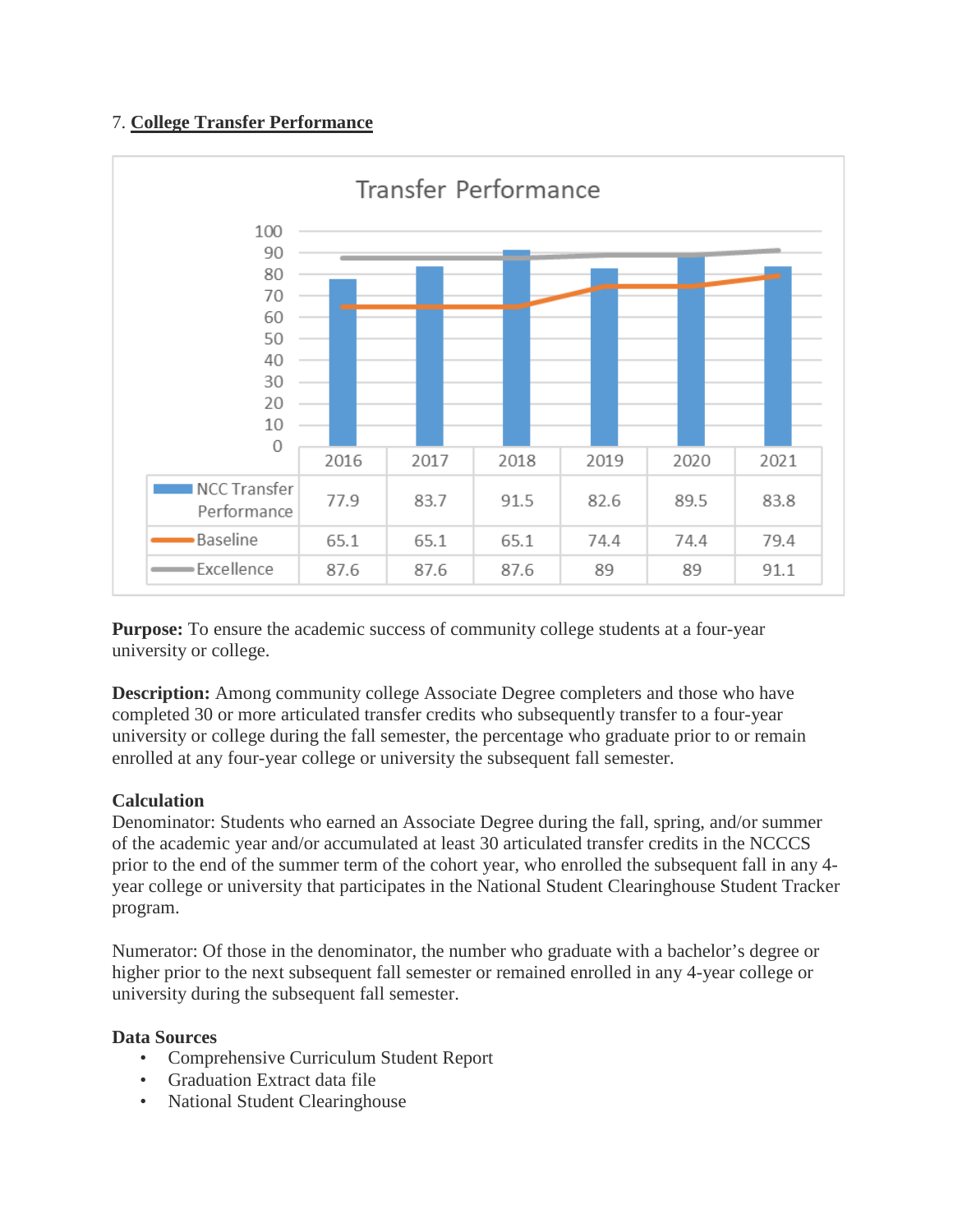7. **College Transfer Performance**

Transfer Performance

| | 2016 | 2017 | 2018 | 2019 | 2020 | 2021 |
|---|---|---|---|---|---|---|
| NCC Transfer Performance | 77.9 | 83.7 | 91.5 | 82.6 | 89.5 | 83.8 |
| Baseline | 65.1 | 65.1 | 65.1 | 74.4 | 74.4 | 79.4 |
| Excellence | 87.6 | 87.6 | 87.6 | 89 | 89 | 91.1 |

**Purpose:** To ensure the academic success of community college students at a four-year university or college.

**Description:** Among community college Associate Degree completers and those who have completed 30 or more articulated transfer credits who subsequently transfer to a four-year university or college during the fall semester, the percentage who graduate prior to or remain enrolled at any four-year college or university the subsequent fall semester.

**Calculation**

Denominator: Students who earned an Associate Degree during the fall, spring, and/or summer of the academic year and/or accumulated at least 30 articulated transfer credits in the NCCCS prior to the end of the summer term of the cohort year, who enrolled the subsequent fall in any 4-year college or university that participates in the National Student Clearinghouse Student Tracker program.

Numerator: Of those in the denominator, the number who graduate with a bachelor's degree or higher prior to the next subsequent fall semester or remained enrolled in any 4-year college or university during the subsequent fall semester.

**Data Sources**

- Comprehensive Curriculum Student Report
- Graduation Extract data file
- National Student Clearinghouse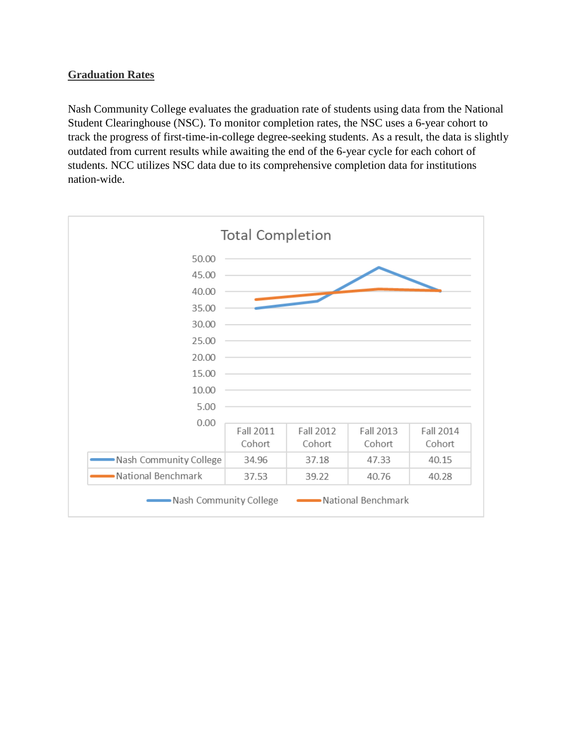## Graduation Rates

Nash Community College evaluates the graduation rate of students using data from the National Student Clearinghouse (NSC). To monitor completion rates, the NSC uses a 6-year cohort to track the progress of first-time-in-college degree-seeking students. As a result, the data is slightly outdated from current results while awaiting the end of the 6-year cycle for each cohort of students. NCC utilizes NSC data due to its comprehensive completion data for institutions nation-wide.

**Total Completion**

| | Fall 2011 Cohort | Fall 2012 Cohort | Fall 2013 Cohort | Fall 2014 Cohort |
|---|---|---|---|---|
| Nash Community College | 34.96 | 37.18 | 47.33 | 40.15 |
| National Benchmark | 37.53 | 39.22 | 40.76 | 40.28 |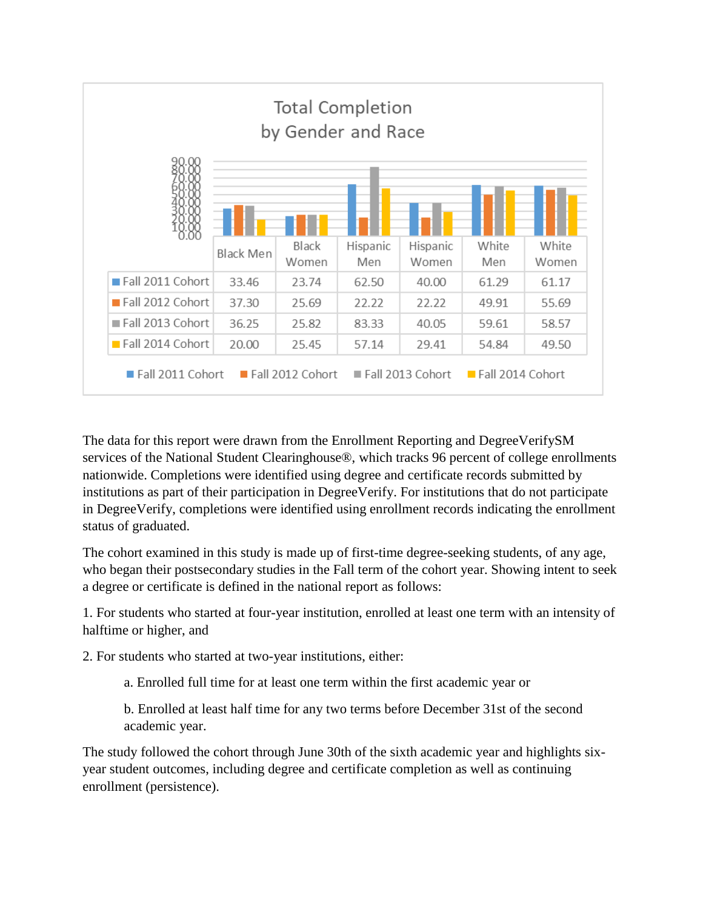Total Completion
by Gender and Race

90.00
80.00
70.00
60.00
50.00
40.00
30.00
20.00
10.00
0.00

Black Men, Black Women, Hispanic Men, Hispanic Women, White Men, White Women

Fall 2011 Cohort: 33.46, 23.74, 62.50, 40.00, 61.29, 61.17

Fall 2012 Cohort: 37.30, 25.69, 22.22, 22.22, 49.91, 55.69

Fall 2013 Cohort: 36.25, 25.82, 83.33, 40.05, 59.61, 58.57

Fall 2014 Cohort: 20.00, 25.45, 57.14, 29.41, 54.84, 49.50

Fall 2011 Cohort, Fall 2012 Cohort, Fall 2013 Cohort, Fall 2014 Cohort

The data for this report were drawn from the Enrollment Reporting and DegreeVerifySM services of the National Student Clearinghouse®, which tracks 96 percent of college enrollments nationwide. Completions were identified using degree and certificate records submitted by institutions as part of their participation in DegreeVerify. For institutions that do not participate in DegreeVerify, completions were identified using enrollment records indicating the enrollment status of graduated.

The cohort examined in this study is made up of first-time degree-seeking students, of any age, who began their postsecondary studies in the Fall term of the cohort year. Showing intent to seek a degree or certificate is defined in the national report as follows:

1. For students who started at four-year institution, enrolled at least one term with an intensity of halftime or higher, and

2. For students who started at two-year institutions, either:

   a. Enrolled full time for at least one term within the first academic year or

   b. Enrolled at least half time for any two terms before December 31st of the second academic year.

The study followed the cohort through June 30th of the sixth academic year and highlights six-year student outcomes, including degree and certificate completion as well as continuing enrollment (persistence).